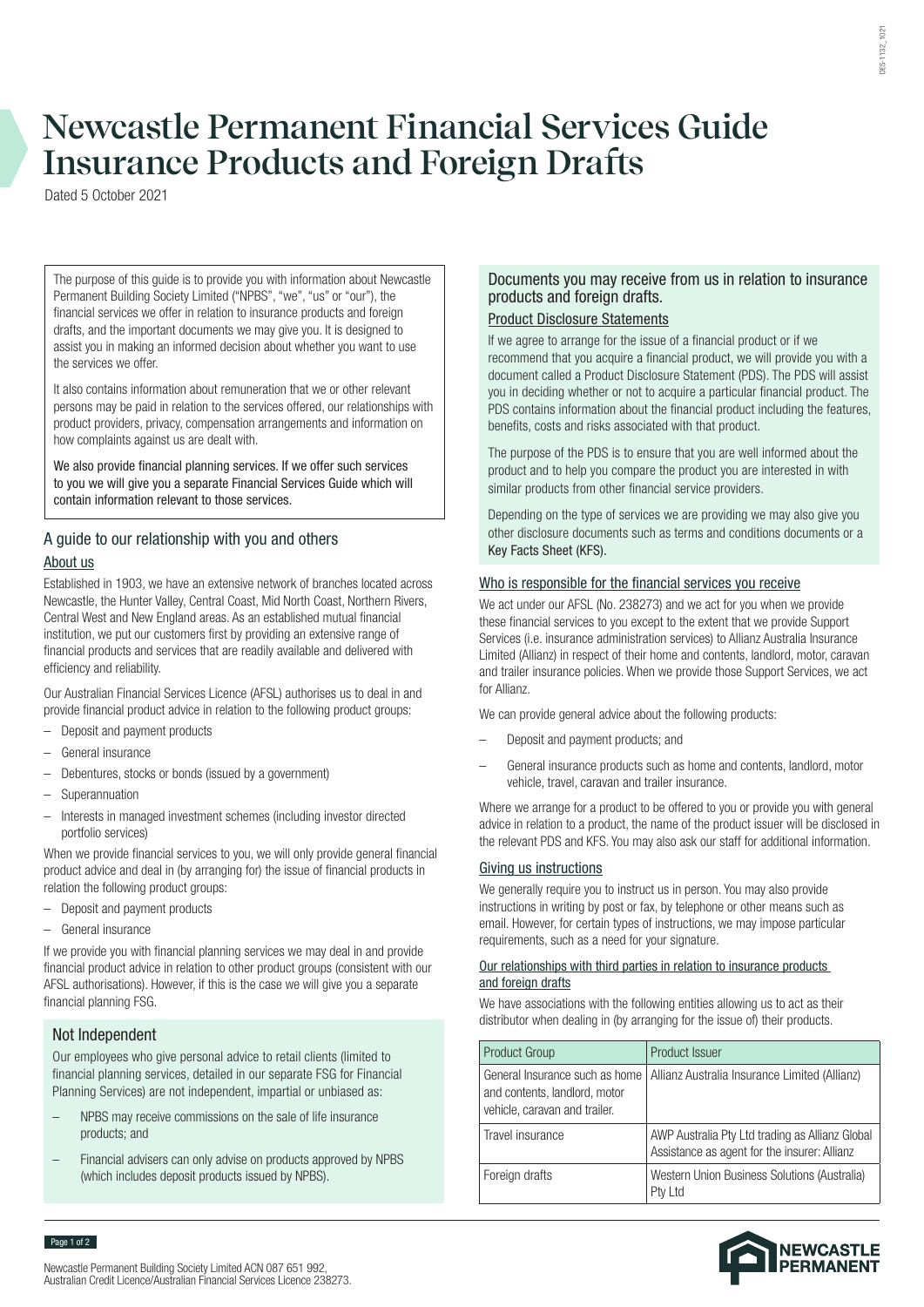# Newcastle Permanent Financial Services Guide Insurance Products and Foreign Drafts

Dated 5 October 2021

The purpose of this guide is to provide you with information about Newcastle Permanent Building Society Limited ("NPBS", "we", "us" or "our"), the financial services we offer in relation to insurance products and foreign drafts, and the important documents we may give you. It is designed to assist you in making an informed decision about whether you want to use the services we offer.

It also contains information about remuneration that we or other relevant persons may be paid in relation to the services offered, our relationships with product providers, privacy, compensation arrangements and information on how complaints against us are dealt with.

We also provide financial planning services. If we offer such services to you we will give you a separate Financial Services Guide which will contain information relevant to those services.

## A guide to our relationship with you and others

### About us

Established in 1903, we have an extensive network of branches located across Newcastle, the Hunter Valley, Central Coast, Mid North Coast, Northern Rivers, Central West and New England areas. As an established mutual financial institution, we put our customers first by providing an extensive range of financial products and services that are readily available and delivered with efficiency and reliability.

Our Australian Financial Services Licence (AFSL) authorises us to deal in and provide financial product advice in relation to the following product groups:

- Deposit and payment products
- General insurance
- Debentures, stocks or bonds (issued by a government)
- Superannuation
- Interests in managed investment schemes (including investor directed portfolio services)

When we provide financial services to you, we will only provide general financial product advice and deal in (by arranging for) the issue of financial products in relation the following product groups:

- Deposit and payment products
- General insurance

If we provide you with financial planning services we may deal in and provide financial product advice in relation to other product groups (consistent with our AFSL authorisations). However, if this is the case we will give you a separate financial planning FSG.

## Not Independent

Our employees who give personal advice to retail clients (limited to financial planning services, detailed in our separate FSG for Financial Planning Services) are not independent, impartial or unbiased as:

- NPBS may receive commissions on the sale of life insurance products; and
- Financial advisers can only advise on products approved by NPBS (which includes deposit products issued by NPBS).

## Documents you may receive from us in relation to insurance products and foreign drafts.

### Product Disclosure Statements

If we agree to arrange for the issue of a financial product or if we recommend that you acquire a financial product, we will provide you with a document called a Product Disclosure Statement (PDS). The PDS will assist you in deciding whether or not to acquire a particular financial product. The PDS contains information about the financial product including the features, benefits, costs and risks associated with that product.

The purpose of the PDS is to ensure that you are well informed about the product and to help you compare the product you are interested in with similar products from other financial service providers.

Depending on the type of services we are providing we may also give you other disclosure documents such as terms and conditions documents or a Key Facts Sheet (KFS).

### Who is responsible for the financial services you receive

We act under our AFSL (No. 238273) and we act for you when we provide these financial services to you except to the extent that we provide Support Services (i.e. insurance administration services) to Allianz Australia Insurance Limited (Allianz) in respect of their home and contents, landlord, motor, caravan and trailer insurance policies. When we provide those Support Services, we act for Allianz.

We can provide general advice about the following products:

- Deposit and payment products; and
- General insurance products such as home and contents, landlord, motor vehicle, travel, caravan and trailer insurance.

Where we arrange for a product to be offered to you or provide you with general advice in relation to a product, the name of the product issuer will be disclosed in the relevant PDS and KFS. You may also ask our staff for additional information.

### Giving us instructions

We generally require you to instruct us in person. You may also provide instructions in writing by post or fax, by telephone or other means such as email. However, for certain types of instructions, we may impose particular requirements, such as a need for your signature.

### Our relationships with third parties in relation to insurance products and foreign drafts

We have associations with the following entities allowing us to act as their distributor when dealing in (by arranging for the issue of) their products.

| Product Group | Product Issuer |
| --- | --- |
| General Insurance such as home and contents, landlord, motor vehicle, caravan and trailer. | Allianz Australia Insurance Limited (Allianz) |
| Travel insurance | AWP Australia Pty Ltd trading as Allianz Global Assistance as agent for the insurer: Allianz |
| Foreign drafts | Western Union Business Solutions (Australia) Pty Ltd |

Newcastle Permanent Building Society Limited ACN 087 651 992, Australian Credit Licence/Australian Financial Services Licence 238273.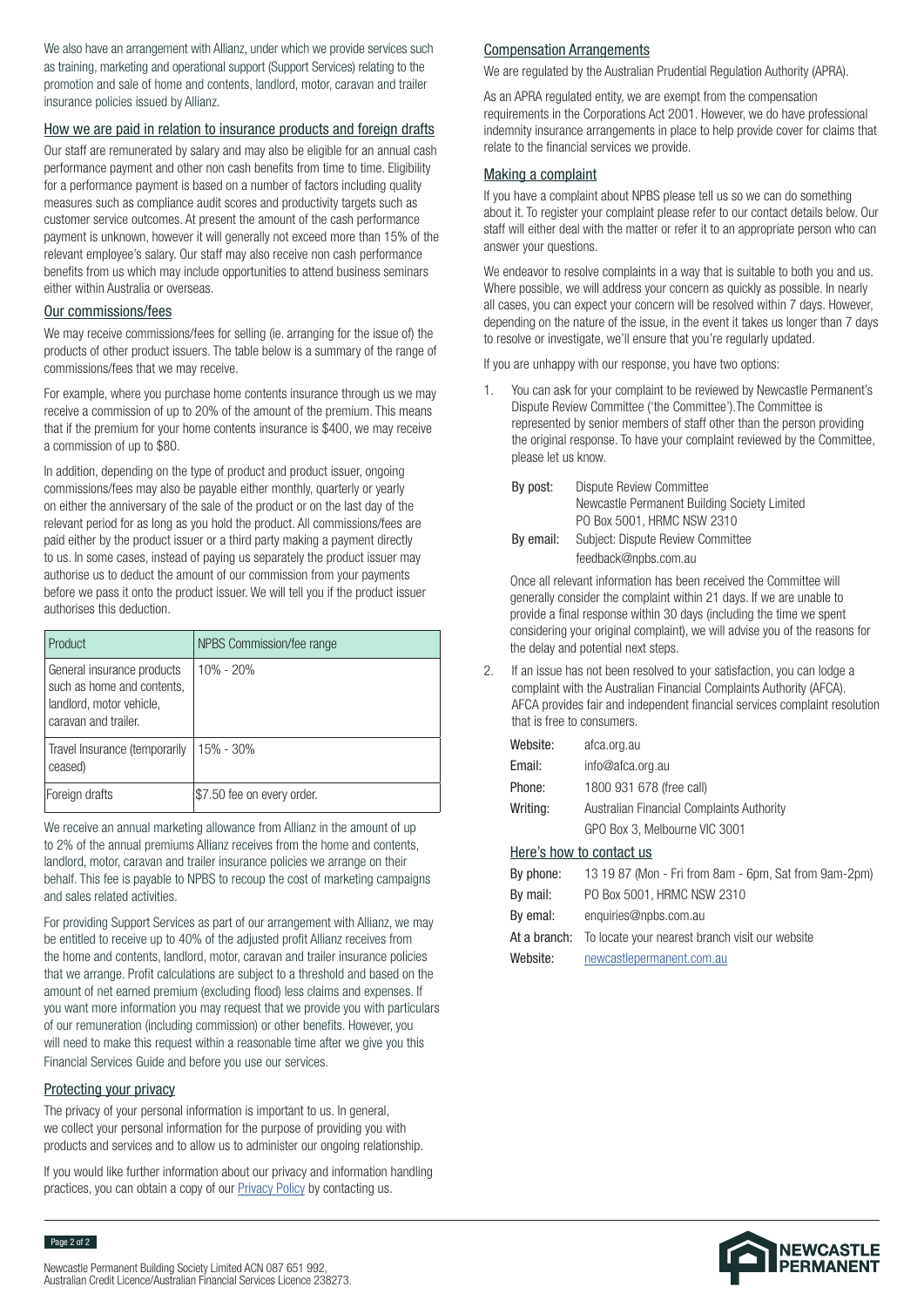We also have an arrangement with Allianz, under which we provide services such as training, marketing and operational support (Support Services) relating to the promotion and sale of home and contents, landlord, motor, caravan and trailer insurance policies issued by Allianz.

## How we are paid in relation to insurance products and foreign drafts

Our staff are remunerated by salary and may also be eligible for an annual cash performance payment and other non cash benefits from time to time. Eligibility for a performance payment is based on a number of factors including quality measures such as compliance audit scores and productivity targets such as customer service outcomes. At present the amount of the cash performance payment is unknown, however it will generally not exceed more than 15% of the relevant employee's salary. Our staff may also receive non cash performance benefits from us which may include opportunities to attend business seminars either within Australia or overseas.

## Our commissions/fees

We may receive commissions/fees for selling (ie. arranging for the issue of) the products of other product issuers. The table below is a summary of the range of commissions/fees that we may receive.

For example, where you purchase home contents insurance through us we may receive a commission of up to 20% of the amount of the premium. This means that if the premium for your home contents insurance is $400, we may receive a commission of up to $80.

In addition, depending on the type of product and product issuer, ongoing commissions/fees may also be payable either monthly, quarterly or yearly on either the anniversary of the sale of the product or on the last day of the relevant period for as long as you hold the product. All commissions/fees are paid either by the product issuer or a third party making a payment directly to us. In some cases, instead of paying us separately the product issuer may authorise us to deduct the amount of our commission from your payments before we pass it onto the product issuer. We will tell you if the product issuer authorises this deduction.

| Product | NPBS Commission/fee range |
|---|---|
| General insurance products such as home and contents, landlord, motor vehicle, caravan and trailer. | 10% - 20% |
| Travel Insurance (temporarily ceased) | 15% - 30% |
| Foreign drafts | $7.50 fee on every order. |

We receive an annual marketing allowance from Allianz in the amount of up to 2% of the annual premiums Allianz receives from the home and contents, landlord, motor, caravan and trailer insurance policies we arrange on their behalf. This fee is payable to NPBS to recoup the cost of marketing campaigns and sales related activities.

For providing Support Services as part of our arrangement with Allianz, we may be entitled to receive up to 40% of the adjusted profit Allianz receives from the home and contents, landlord, motor, caravan and trailer insurance policies that we arrange. Profit calculations are subject to a threshold and based on the amount of net earned premium (excluding flood) less claims and expenses. If you want more information you may request that we provide you with particulars of our remuneration (including commission) or other benefits. However, you will need to make this request within a reasonable time after we give you this Financial Services Guide and before you use our services.

## Protecting your privacy

The privacy of your personal information is important to us. In general, we collect your personal information for the purpose of providing you with products and services and to allow us to administer our ongoing relationship.

If you would like further information about our privacy and information handling practices, you can obtain a copy of our Privacy Policy by contacting us.

## Compensation Arrangements

We are regulated by the Australian Prudential Regulation Authority (APRA).

As an APRA regulated entity, we are exempt from the compensation requirements in the Corporations Act 2001. However, we do have professional indemnity insurance arrangements in place to help provide cover for claims that relate to the financial services we provide.

## Making a complaint

If you have a complaint about NPBS please tell us so we can do something about it. To register your complaint please refer to our contact details below. Our staff will either deal with the matter or refer it to an appropriate person who can answer your questions.

We endeavor to resolve complaints in a way that is suitable to both you and us. Where possible, we will address your concern as quickly as possible. In nearly all cases, you can expect your concern will be resolved within 7 days. However, depending on the nature of the issue, in the event it takes us longer than 7 days to resolve or investigate, we'll ensure that you're regularly updated.

If you are unhappy with our response, you have two options:

1. You can ask for your complaint to be reviewed by Newcastle Permanent's Dispute Review Committee ('the Committee').The Committee is represented by senior members of staff other than the person providing the original response. To have your complaint reviewed by the Committee, please let us know.

   By post: Dispute Review Committee
   Newcastle Permanent Building Society Limited
   PO Box 5001, HRMC NSW 2310

   By email: Subject: Dispute Review Committee
   feedback@npbs.com.au

   Once all relevant information has been received the Committee will generally consider the complaint within 21 days. If we are unable to provide a final response within 30 days (including the time we spent considering your original complaint), we will advise you of the reasons for the delay and potential next steps.

2. If an issue has not been resolved to your satisfaction, you can lodge a complaint with the Australian Financial Complaints Authority (AFCA). AFCA provides fair and independent financial services complaint resolution that is free to consumers.

   Website: afca.org.au
   Email: info@afca.org.au
   Phone: 1800 931 678 (free call)
   Writing: Australian Financial Complaints Authority
   GPO Box 3, Melbourne VIC 3001

## Here's how to contact us

By phone: 13 19 87 (Mon - Fri from 8am - 6pm, Sat from 9am-2pm)
By mail: PO Box 5001, HRMC NSW 2310
By emal: enquiries@npbs.com.au
At a branch: To locate your nearest branch visit our website
Website: newcastlepermanent.com.au

Newcastle Permanent Building Society Limited ACN 087 651 992,
Australian Credit Licence/Australian Financial Services Licence 238273.